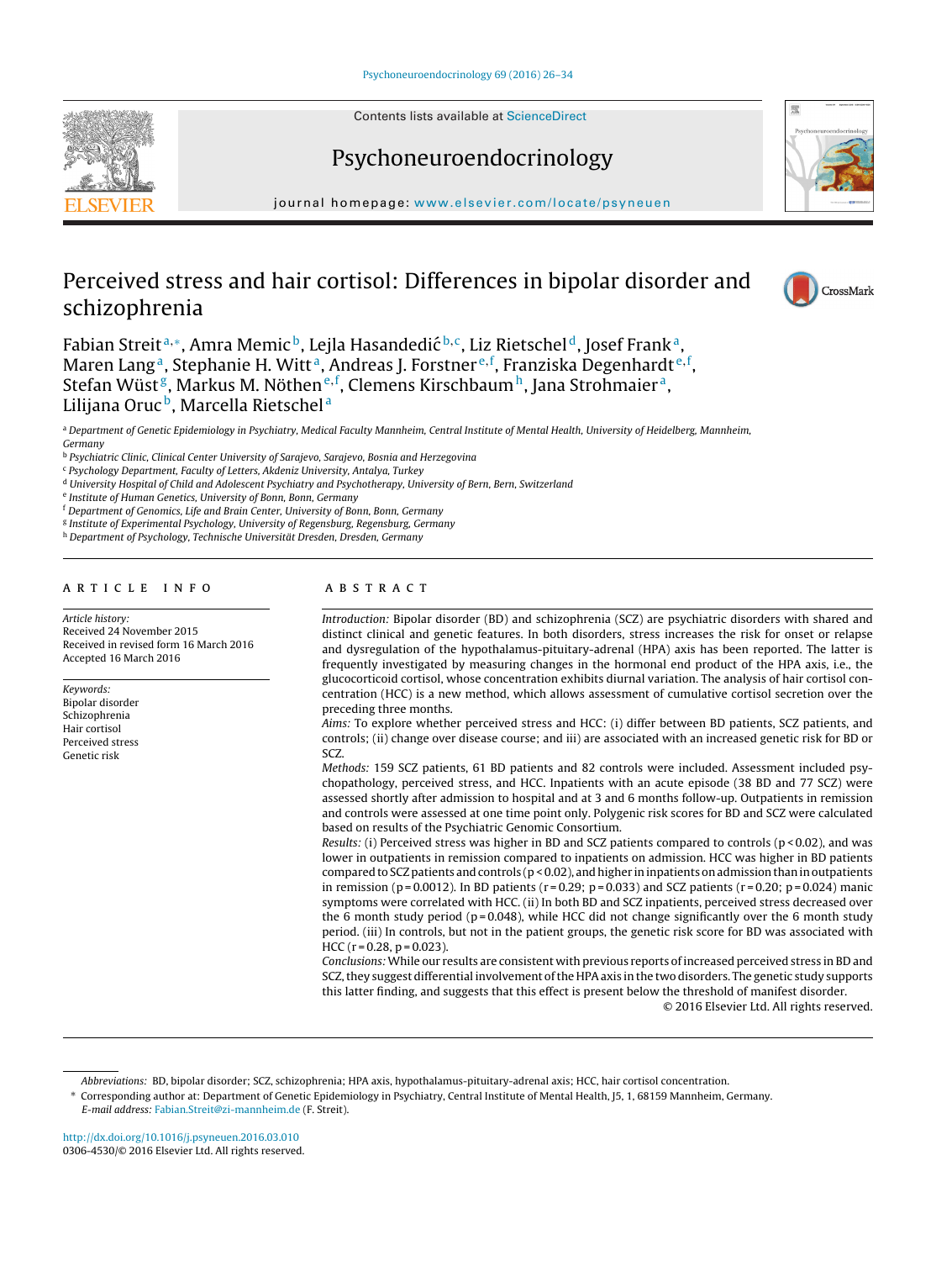# Perceived stress and hair cortisol: Differences in bipolar disorder and schizophrenia

Fabian Streit[a,*], Amra Memic[b], Lejla Hasandedić[b,c], Liz Rietschel[d], Josef Frank[a], Maren Lang[a], Stephanie H. Witt[a], Andreas J. Forstner[e,f], Franziska Degenhardt[e,f], Stefan Wüst[g], Markus M. Nöthen[e,f], Clemens Kirschbaum[h], Jana Strohmaier[a], Lilijana Oruc[b], Marcella Rietschel[a]

[a] Department of Genetic Epidemiology in Psychiatry, Medical Faculty Mannheim, Central Institute of Mental Health, University of Heidelberg, Mannheim, Germany
[b] Psychiatric Clinic, Clinical Center University of Sarajevo, Sarajevo, Bosnia and Herzegovina
[c] Psychology Department, Faculty of Letters, Akdeniz University, Antalya, Turkey
[d] University Hospital of Child and Adolescent Psychiatry and Psychotherapy, University of Bern, Bern, Switzerland
[e] Institute of Human Genetics, University of Bonn, Bonn, Germany
[f] Department of Genomics, Life and Brain Center, University of Bonn, Bonn, Germany
[g] Institute of Experimental Psychology, University of Regensburg, Regensburg, Germany
[h] Department of Psychology, Technische Universität Dresden, Dresden, Germany

## ARTICLE INFO

*Article history:*
Received 24 November 2015
Received in revised form 16 March 2016
Accepted 16 March 2016

*Keywords:*
Bipolar disorder
Schizophrenia
Hair cortisol
Perceived stress
Genetic risk

## ABSTRACT

*Introduction:* Bipolar disorder (BD) and schizophrenia (SCZ) are psychiatric disorders with shared and distinct clinical and genetic features. In both disorders, stress increases the risk for onset or relapse and dysregulation of the hypothalamus-pituitary-adrenal (HPA) axis has been reported. The latter is frequently investigated by measuring changes in the hormonal end product of the HPA axis, i.e., the glucocorticoid cortisol, whose concentration exhibits diurnal variation. The analysis of hair cortisol concentration (HCC) is a new method, which allows assessment of cumulative cortisol secretion over the preceding three months.

*Aims:* To explore whether perceived stress and HCC: (i) differ between BD patients, SCZ patients, and controls; (ii) change over disease course; and iii) are associated with an increased genetic risk for BD or SCZ.

*Methods:* 159 SCZ patients, 61 BD patients and 82 controls were included. Assessment included psychopathology, perceived stress, and HCC. Inpatients with an acute episode (38 BD and 77 SCZ) were assessed shortly after admission to hospital and at 3 and 6 months follow-up. Outpatients in remission and controls were assessed at one time point only. Polygenic risk scores for BD and SCZ were calculated based on results of the Psychiatric Genomic Consortium.

*Results:* (i) Perceived stress was higher in BD and SCZ patients compared to controls ($p < 0.02$), and was lower in outpatients in remission compared to inpatients on admission. HCC was higher in BD patients compared to SCZ patients and controls ($p < 0.02$), and higher in inpatients on admission than in outpatients in remission ($p = 0.0012$). In BD patients ($r = 0.29$; $p = 0.033$) and SCZ patients ($r = 0.20$; $p = 0.024$) manic symptoms were correlated with HCC. (ii) In both BD and SCZ inpatients, perceived stress decreased over the 6 month study period ($p = 0.048$), while HCC did not change significantly over the 6 month study period. (iii) In controls, but not in the patient groups, the genetic risk score for BD was associated with HCC ($r = 0.28$, $p = 0.023$).

*Conclusions:* While our results are consistent with previous reports of increased perceived stress in BD and SCZ, they suggest differential involvement of the HPA axis in the two disorders. The genetic study supports this latter finding, and suggests that this effect is present below the threshold of manifest disorder.

© 2016 Elsevier Ltd. All rights reserved.

---

*Abbreviations:* BD, bipolar disorder; SCZ, schizophrenia; HPA axis, hypothalamus-pituitary-adrenal axis; HCC, hair cortisol concentration.

\* Corresponding author at: Department of Genetic Epidemiology in Psychiatry, Central Institute of Mental Health, J5, 1, 68159 Mannheim, Germany.
*E-mail address:* Fabian.Streit@zi-mannheim.de (F. Streit).

http://dx.doi.org/10.1016/j.psyneuen.2016.03.010
0306-4530/© 2016 Elsevier Ltd. All rights reserved.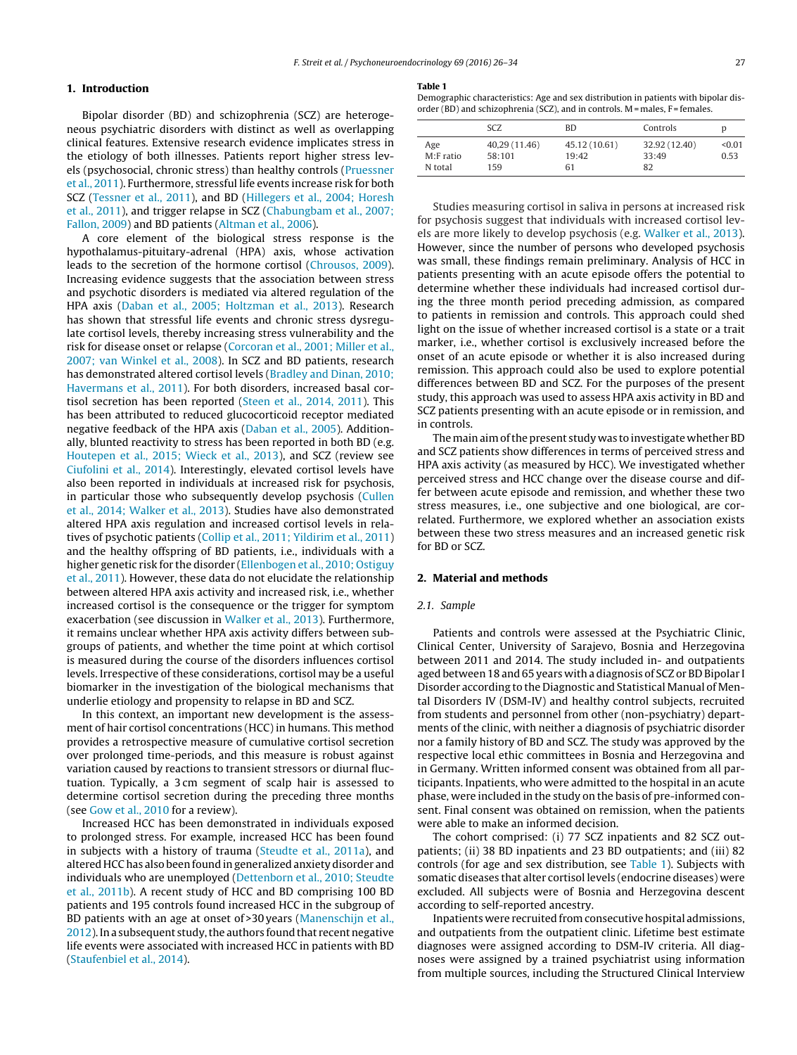## 1. Introduction

Bipolar disorder (BD) and schizophrenia (SCZ) are heterogeneous psychiatric disorders with distinct as well as overlapping clinical features. Extensive research evidence implicates stress in the etiology of both illnesses. Patients report higher stress levels (psychosocial, chronic stress) than healthy controls (Pruessner et al., 2011). Furthermore, stressful life events increase risk for both SCZ (Tessner et al., 2011), and BD (Hillegers et al., 2004; Horesh et al., 2011), and trigger relapse in SCZ (Chabungbam et al., 2007; Fallon, 2009) and BD patients (Altman et al., 2006).

A core element of the biological stress response is the hypothalamus-pituitary-adrenal (HPA) axis, whose activation leads to the secretion of the hormone cortisol (Chrousos, 2009). Increasing evidence suggests that the association between stress and psychotic disorders is mediated via altered regulation of the HPA axis (Daban et al., 2005; Holtzman et al., 2013). Research has shown that stressful life events and chronic stress dysregulate cortisol levels, thereby increasing stress vulnerability and the risk for disease onset or relapse (Corcoran et al., 2001; Miller et al., 2007; van Winkel et al., 2008). In SCZ and BD patients, research has demonstrated altered cortisol levels (Bradley and Dinan, 2010; Havermans et al., 2011). For both disorders, increased basal cortisol secretion has been reported (Steen et al., 2014, 2011). This has been attributed to reduced glucocorticoid receptor mediated negative feedback of the HPA axis (Daban et al., 2005). Additionally, blunted reactivity to stress has been reported in both BD (e.g. Houtepen et al., 2015; Wieck et al., 2013), and SCZ (review see Ciufolini et al., 2014). Interestingly, elevated cortisol levels have also been reported in individuals at increased risk for psychosis, in particular those who subsequently develop psychosis (Cullen et al., 2014; Walker et al., 2013). Studies have also demonstrated altered HPA axis regulation and increased cortisol levels in relatives of psychotic patients (Collip et al., 2011; Yildirim et al., 2011) and the healthy offspring of BD patients, i.e., individuals with a higher genetic risk for the disorder (Ellenbogen et al., 2010; Ostiguy et al., 2011). However, these data do not elucidate the relationship between altered HPA axis activity and increased risk, i.e., whether increased cortisol is the consequence or the trigger for symptom exacerbation (see discussion in Walker et al., 2013). Furthermore, it remains unclear whether HPA axis activity differs between subgroups of patients, and whether the time point at which cortisol is measured during the course of the disorders influences cortisol levels. Irrespective of these considerations, cortisol may be a useful biomarker in the investigation of the biological mechanisms that underlie etiology and propensity to relapse in BD and SCZ.

In this context, an important new development is the assessment of hair cortisol concentrations (HCC) in humans. This method provides a retrospective measure of cumulative cortisol secretion over prolonged time-periods, and this measure is robust against variation caused by reactions to transient stressors or diurnal fluctuation. Typically, a 3 cm segment of scalp hair is assessed to determine cortisol secretion during the preceding three months (see Gow et al., 2010 for a review).

Increased HCC has been demonstrated in individuals exposed to prolonged stress. For example, increased HCC has been found in subjects with a history of trauma (Steudte et al., 2011a), and altered HCC has also been found in generalized anxiety disorder and individuals who are unemployed (Dettenborn et al., 2010; Steudte et al., 2011b). A recent study of HCC and BD comprising 100 BD patients and 195 controls found increased HCC in the subgroup of BD patients with an age at onset of >30 years (Manenschijn et al., 2012). In a subsequent study, the authors found that recent negative life events were associated with increased HCC in patients with BD (Staufenbiel et al., 2014).

**Table 1**
Demographic characteristics: Age and sex distribution in patients with bipolar disorder (BD) and schizophrenia (SCZ), and in controls. M = males, F = females.

| | SCZ | BD | Controls | p |
|---|---|---|---|---|
| Age | 40,29 (11.46) | 45.12 (10.61) | 32.92 (12.40) | <0.01 |
| M:F ratio | 58:101 | 19:42 | 33:49 | 0.53 |
| N total | 159 | 61 | 82 | |

Studies measuring cortisol in saliva in persons at increased risk for psychosis suggest that individuals with increased cortisol levels are more likely to develop psychosis (e.g. Walker et al., 2013). However, since the number of persons who developed psychosis was small, these findings remain preliminary. Analysis of HCC in patients presenting with an acute episode offers the potential to determine whether these individuals had increased cortisol during the three month period preceding admission, as compared to patients in remission and controls. This approach could shed light on the issue of whether increased cortisol is a state or a trait marker, i.e., whether cortisol is exclusively increased before the onset of an acute episode or whether it is also increased during remission. This approach could also be used to explore potential differences between BD and SCZ. For the purposes of the present study, this approach was used to assess HPA axis activity in BD and SCZ patients presenting with an acute episode or in remission, and in controls.

The main aim of the present study was to investigate whether BD and SCZ patients show differences in terms of perceived stress and HPA axis activity (as measured by HCC). We investigated whether perceived stress and HCC change over the disease course and differ between acute episode and remission, and whether these two stress measures, i.e., one subjective and one biological, are correlated. Furthermore, we explored whether an association exists between these two stress measures and an increased genetic risk for BD or SCZ.

## 2. Material and methods

### 2.1. Sample

Patients and controls were assessed at the Psychiatric Clinic, Clinical Center, University of Sarajevo, Bosnia and Herzegovina between 2011 and 2014. The study included in- and outpatients aged between 18 and 65 years with a diagnosis of SCZ or BD Bipolar I Disorder according to the Diagnostic and Statistical Manual of Mental Disorders IV (DSM-IV) and healthy control subjects, recruited from students and personnel from other (non-psychiatry) departments of the clinic, with neither a diagnosis of psychiatric disorder nor a family history of BD and SCZ. The study was approved by the respective local ethic committees in Bosnia and Herzegovina and in Germany. Written informed consent was obtained from all participants. Inpatients, who were admitted to the hospital in an acute phase, were included in the study on the basis of pre-informed consent. Final consent was obtained on remission, when the patients were able to make an informed decision.

The cohort comprised: (i) 77 SCZ inpatients and 82 SCZ outpatients; (ii) 38 BD inpatients and 23 BD outpatients; and (iii) 82 controls (for age and sex distribution, see Table 1). Subjects with somatic diseases that alter cortisol levels (endocrine diseases) were excluded. All subjects were of Bosnia and Herzegovina descent according to self-reported ancestry.

Inpatients were recruited from consecutive hospital admissions, and outpatients from the outpatient clinic. Lifetime best estimate diagnoses were assigned according to DSM-IV criteria. All diagnoses were assigned by a trained psychiatrist using information from multiple sources, including the Structured Clinical Interview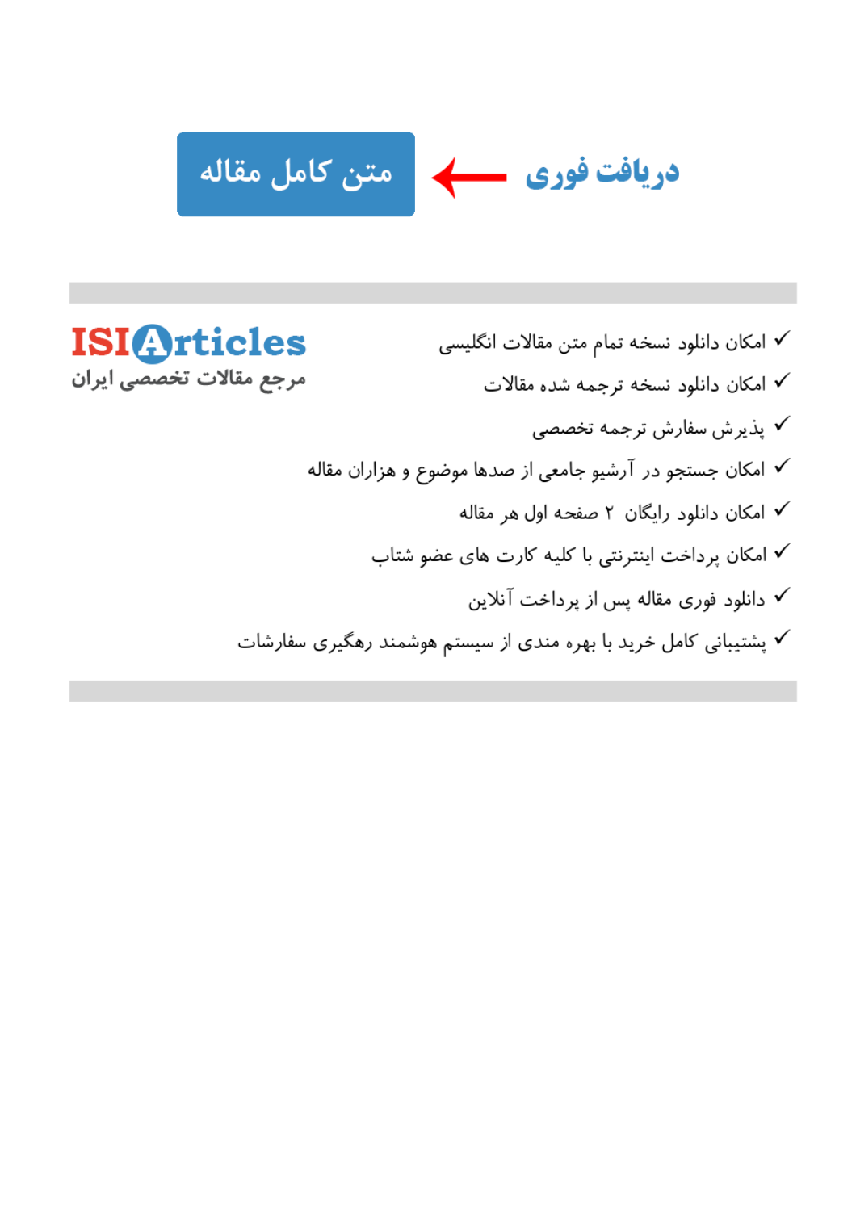دریافت فوری ← متن کامل مقاله

ISIArticles
مرجع مقالات تخصصی ایران

- ✓ امکان دانلود نسخه تمام متن مقالات انگلیسی
- ✓ امکان دانلود نسخه ترجمه شده مقالات
- ✓ پذیرش سفارش ترجمه تخصصی
- ✓ امکان جستجو در آرشیو جامعی از صدها موضوع و هزاران مقاله
- ✓ امکان دانلود رایگان ۲ صفحه اول هر مقاله
- ✓ امکان پرداخت اینترنتی با کلیه کارت های عضو شتاب
- ✓ دانلود فوری مقاله پس از پرداخت آنلاین
- ✓ پشتیبانی کامل خرید با بهره مندی از سیستم هوشمند رهگیری سفارشات